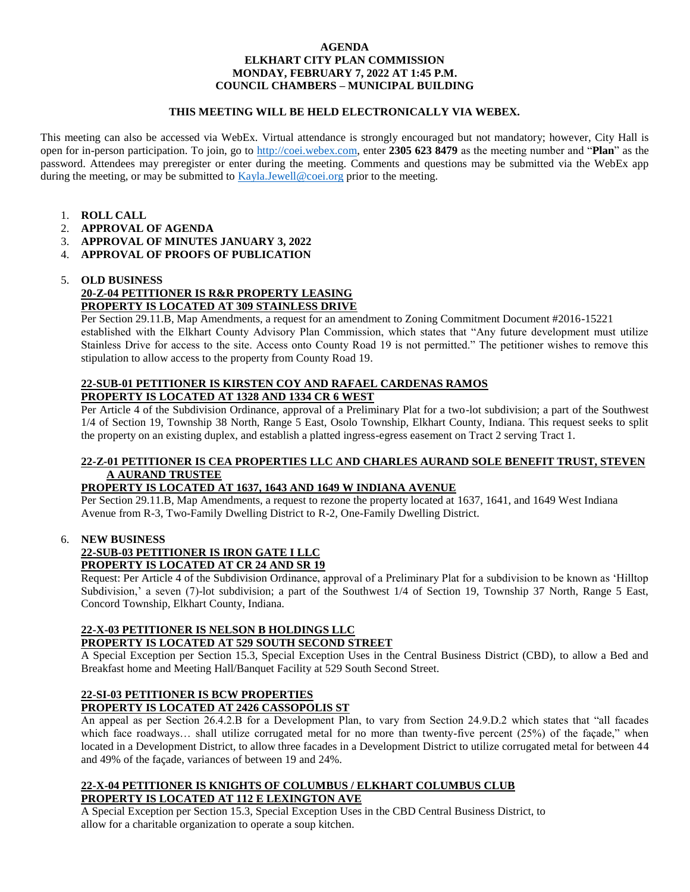# AGENDA
# ELKHART CITY PLAN COMMISSION
# MONDAY, FEBRUARY 7, 2022 AT 1:45 P.M.
# COUNCIL CHAMBERS – MUNICIPAL BUILDING

**THIS MEETING WILL BE HELD ELECTRONICALLY VIA WEBEX.**

This meeting can also be accessed via WebEx. Virtual attendance is strongly encouraged but not mandatory; however, City Hall is open for in-person participation. To join, go to http://coei.webex.com, enter **2305 623 8479** as the meeting number and "**Plan**" as the password. Attendees may preregister or enter during the meeting. Comments and questions may be submitted via the WebEx app during the meeting, or may be submitted to Kayla.Jewell@coei.org prior to the meeting.

1. **ROLL CALL**
2. **APPROVAL OF AGENDA**
3. **APPROVAL OF MINUTES JANUARY 3, 2022**
4. **APPROVAL OF PROOFS OF PUBLICATION**
5. **OLD BUSINESS**

**20-Z-04 PETITIONER IS R&R PROPERTY LEASING**
**PROPERTY IS LOCATED AT 309 STAINLESS DRIVE**

Per Section 29.11.B, Map Amendments, a request for an amendment to Zoning Commitment Document #2016-15221 established with the Elkhart County Advisory Plan Commission, which states that "Any future development must utilize Stainless Drive for access to the site. Access onto County Road 19 is not permitted." The petitioner wishes to remove this stipulation to allow access to the property from County Road 19.

**22-SUB-01 PETITIONER IS KIRSTEN COY AND RAFAEL CARDENAS RAMOS**
**PROPERTY IS LOCATED AT 1328 AND 1334 CR 6 WEST**

Per Article 4 of the Subdivision Ordinance, approval of a Preliminary Plat for a two-lot subdivision; a part of the Southwest 1/4 of Section 19, Township 38 North, Range 5 East, Osolo Township, Elkhart County, Indiana. This request seeks to split the property on an existing duplex, and establish a platted ingress-egress easement on Tract 2 serving Tract 1.

**22-Z-01 PETITIONER IS CEA PROPERTIES LLC AND CHARLES AURAND SOLE BENEFIT TRUST, STEVEN A AURAND TRUSTEE**
**PROPERTY IS LOCATED AT 1637, 1643 AND 1649 W INDIANA AVENUE**

Per Section 29.11.B, Map Amendments, a request to rezone the property located at 1637, 1641, and 1649 West Indiana Avenue from R-3, Two-Family Dwelling District to R-2, One-Family Dwelling District.

6. **NEW BUSINESS**

**22-SUB-03 PETITIONER IS IRON GATE I LLC**
**PROPERTY IS LOCATED AT CR 24 AND SR 19**

Request: Per Article 4 of the Subdivision Ordinance, approval of a Preliminary Plat for a subdivision to be known as 'Hilltop Subdivision,' a seven (7)-lot subdivision; a part of the Southwest 1/4 of Section 19, Township 37 North, Range 5 East, Concord Township, Elkhart County, Indiana.

**22-X-03 PETITIONER IS NELSON B HOLDINGS LLC**
**PROPERTY IS LOCATED AT 529 SOUTH SECOND STREET**

A Special Exception per Section 15.3, Special Exception Uses in the Central Business District (CBD), to allow a Bed and Breakfast home and Meeting Hall/Banquet Facility at 529 South Second Street.

**22-SI-03 PETITIONER IS BCW PROPERTIES**
**PROPERTY IS LOCATED AT 2426 CASSOPOLIS ST**

An appeal as per Section 26.4.2.B for a Development Plan, to vary from Section 24.9.D.2 which states that "all facades which face roadways… shall utilize corrugated metal for no more than twenty-five percent (25%) of the façade," when located in a Development District, to allow three facades in a Development District to utilize corrugated metal for between 44 and 49% of the façade, variances of between 19 and 24%.

**22-X-04 PETITIONER IS KNIGHTS OF COLUMBUS / ELKHART COLUMBUS CLUB**
**PROPERTY IS LOCATED AT 112 E LEXINGTON AVE**

A Special Exception per Section 15.3, Special Exception Uses in the CBD Central Business District, to allow for a charitable organization to operate a soup kitchen.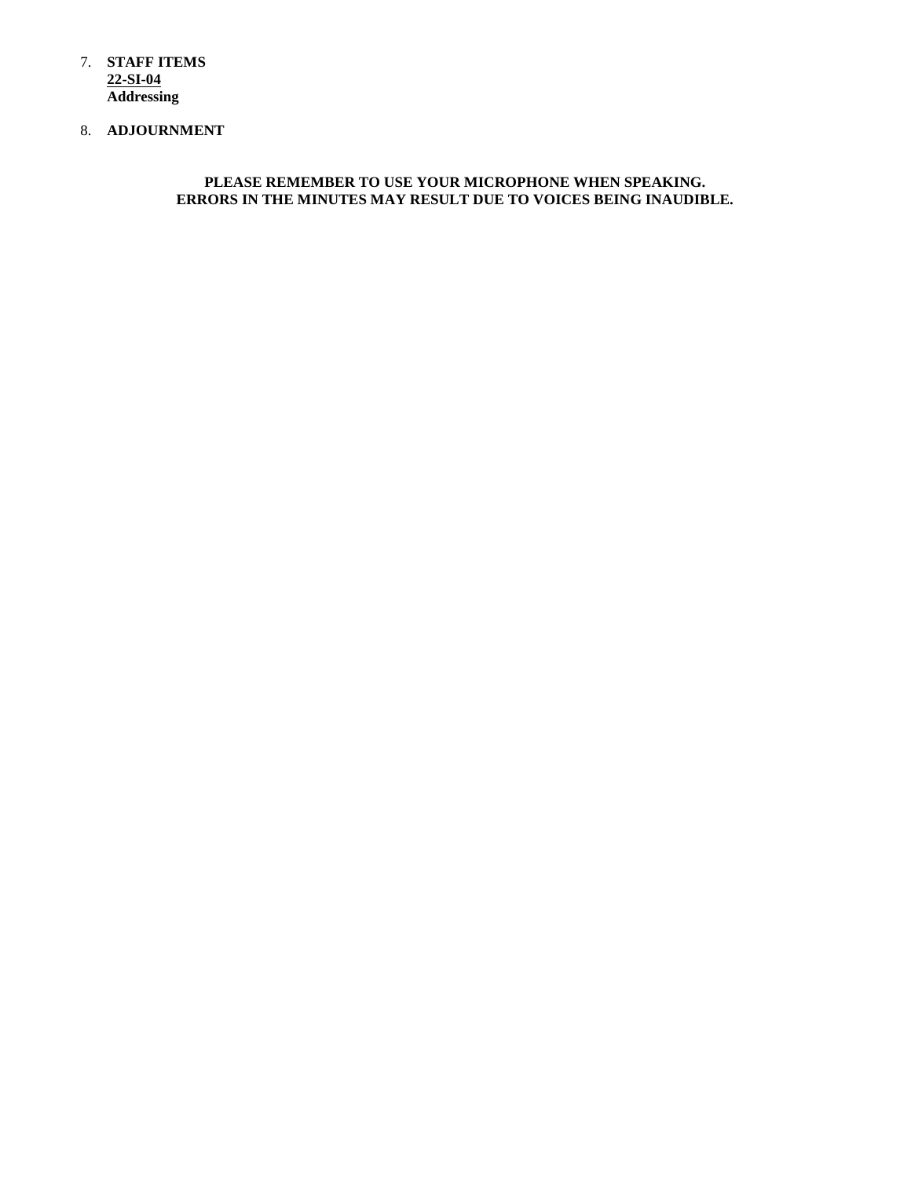7. **STAFF ITEMS**
   **22-SI-04**
   **Addressing**

8. **ADJOURNMENT**

**PLEASE REMEMBER TO USE YOUR MICROPHONE WHEN SPEAKING.**
**ERRORS IN THE MINUTES MAY RESULT DUE TO VOICES BEING INAUDIBLE.**